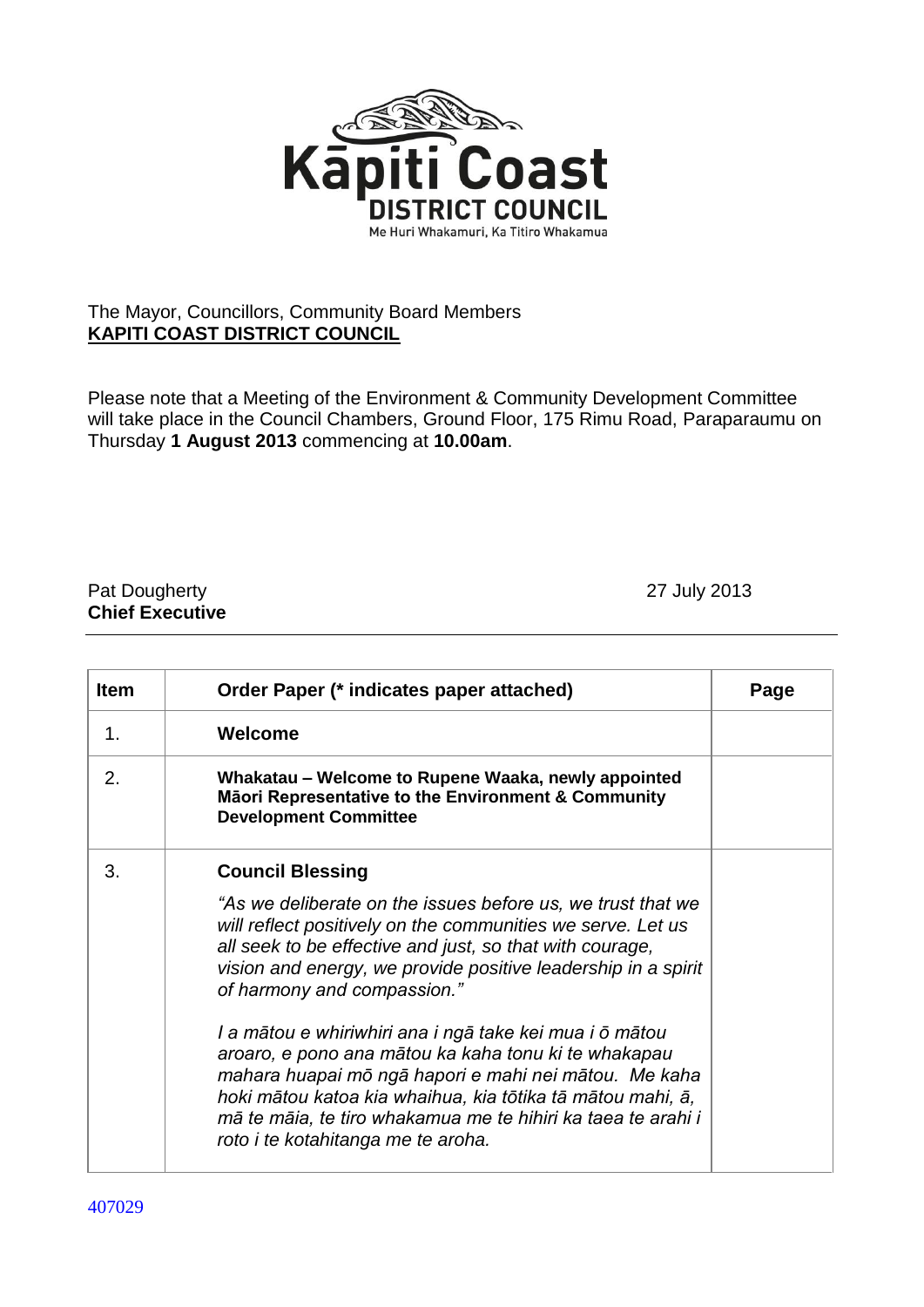Kāpiti Coast
DISTRICT COUNCIL
Me Huri Whakamuri, Ka Titiro Whakamua

The Mayor, Councillors, Community Board Members
**KAPITI COAST DISTRICT COUNCIL**

Please note that a Meeting of the Environment & Community Development Committee will take place in the Council Chambers, Ground Floor, 175 Rimu Road, Paraparaumu on Thursday **1 August 2013** commencing at **10.00am**.

Pat Dougherty
**Chief Executive**

27 July 2013

| Item | Order Paper (* indicates paper attached) | Page |
|---|---|---|
| 1. | **Welcome** | |
| 2. | **Whakatau – Welcome to Rupene Waaka, newly appointed Māori Representative to the Environment & Community Development Committee** | |
| 3. | **Council Blessing**<br><br>*"As we deliberate on the issues before us, we trust that we will reflect positively on the communities we serve. Let us all seek to be effective and just, so that with courage, vision and energy, we provide positive leadership in a spirit of harmony and compassion."*<br><br>*I a mātou e whiriwhiri ana i ngā take kei mua i ō mātou aroaro, e pono ana mātou ka kaha tonu ki te whakapau mahara huapai mō ngā hapori e mahi nei mātou. Me kaha hoki mātou katoa kia whaihua, kia tōtika tā mātou mahi, ā, mā te māia, te tiro whakamua me te hihiri ka taea te arahi i roto i te kotahitanga me te aroha.* | |

407029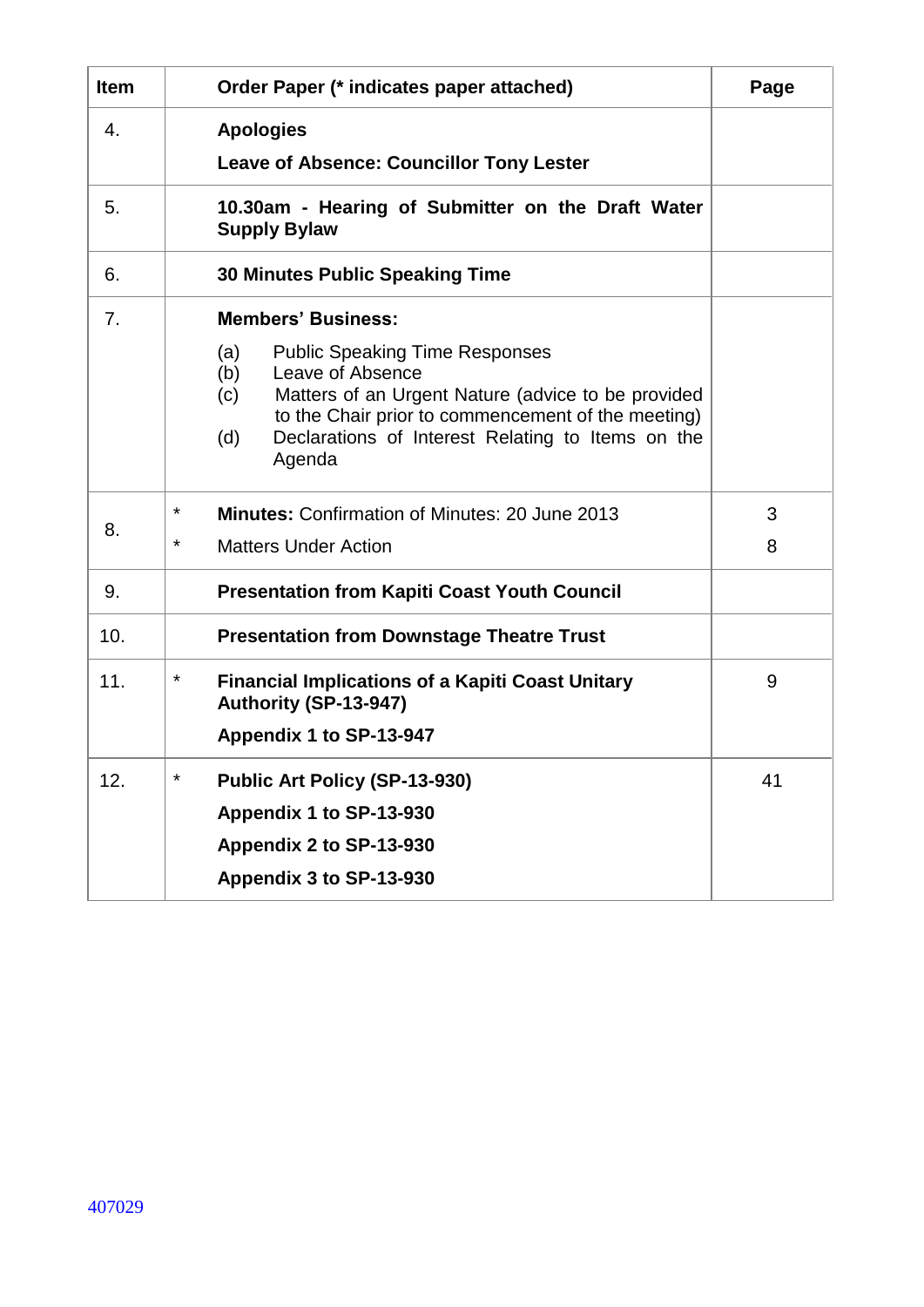| Item | | Order Paper (* indicates paper attached) | Page |
|---|---|---|---|
| 4. | | **Apologies**<br>**Leave of Absence: Councillor Tony Lester** | |
| 5. | | **10.30am - Hearing of Submitter on the Draft Water Supply Bylaw** | |
| 6. | | **30 Minutes Public Speaking Time** | |
| 7. | | **Members' Business:**<br>(a) Public Speaking Time Responses<br>(b) Leave of Absence<br>(c) Matters of an Urgent Nature (advice to be provided to the Chair prior to commencement of the meeting)<br>(d) Declarations of Interest Relating to Items on the Agenda | |
| 8. | * | **Minutes:** Confirmation of Minutes: 20 June 2013 | 3 |
| | * | Matters Under Action | 8 |
| 9. | | **Presentation from Kapiti Coast Youth Council** | |
| 10. | | **Presentation from Downstage Theatre Trust** | |
| 11. | * | **Financial Implications of a Kapiti Coast Unitary Authority (SP-13-947)**<br>**Appendix 1 to SP-13-947** | 9 |
| 12. | * | **Public Art Policy (SP-13-930)**<br>**Appendix 1 to SP-13-930**<br>**Appendix 2 to SP-13-930**<br>**Appendix 3 to SP-13-930** | 41 |

407029